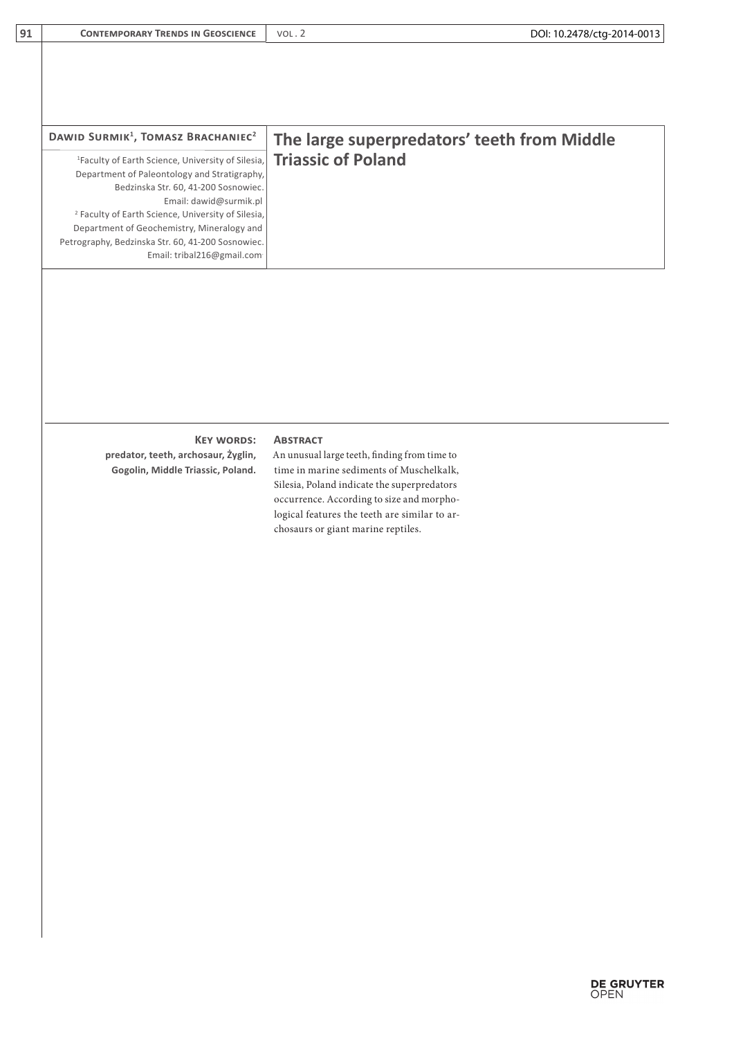# The large superpredators' teeth from Middle Triassic of Poland

**Dawid Surmik[1], Tomasz Brachaniec[2]**

[1]Faculty of Earth Science, University of Silesia, Department of Paleontology and Stratigraphy, Bedzinska Str. 60, 41-200 Sosnowiec. Email: dawid@surmik.pl

[2] Faculty of Earth Science, University of Silesia, Department of Geochemistry, Mineralogy and Petrography, Bedzinska Str. 60, 41-200 Sosnowiec. Email: tribal216@gmail.com

**Key words:** predator, teeth, archosaur, Żyglin, Gogolin, Middle Triassic, Poland.

## Abstract

An unusual large teeth, finding from time to time in marine sediments of Muschelkalk, Silesia, Poland indicate the superpredators occurrence. According to size and morphological features the teeth are similar to archosaurs or giant marine reptiles.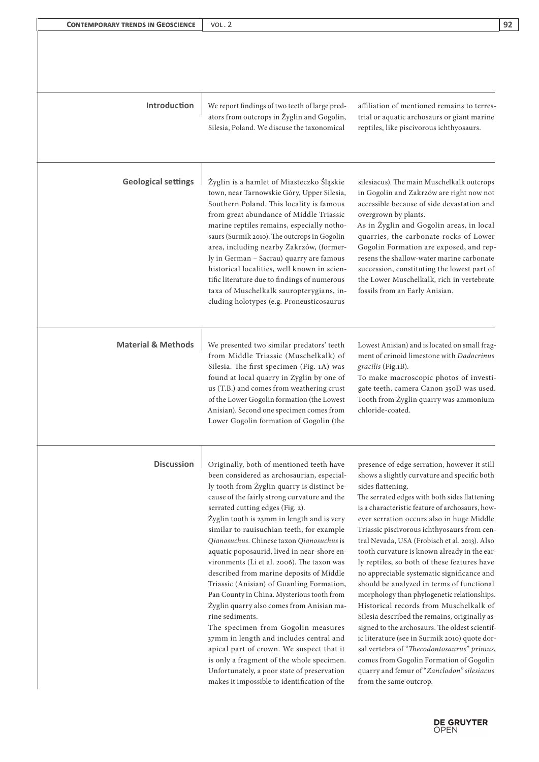## Introduction

We report findings of two teeth of large predators from outcrops in Żyglin and Gogolin, Silesia, Poland. We discuse the taxonomical affiliation of mentioned remains to terrestrial or aquatic archosaurs or giant marine reptiles, like piscivorous ichthyosaurs.

## Geological settings

Żyglin is a hamlet of Miasteczko Śląskie town, near Tarnowskie Góry, Upper Silesia, Southern Poland. This locality is famous from great abundance of Middle Triassic marine reptiles remains, especially nothosaurs (Surmik 2010). The outcrops in Gogolin area, including nearby Zakrzów, (formerly in German – Sacrau) quarry are famous historical localities, well known in scientific literature due to findings of numerous taxa of Muschelkalk sauropterygians, including holotypes (e.g. Proneusticosaurus silesiacus). The main Muschelkalk outcrops in Gogolin and Zakrzów are right now not accessible because of side devastation and overgrown by plants.

As in Żyglin and Gogolin areas, in local quarries, the carbonate rocks of Lower Gogolin Formation are exposed, and represens the shallow-water marine carbonate succession, constituting the lowest part of the Lower Muschelkalk, rich in vertebrate fossils from an Early Anisian.

## Material & Methods

We presented two similar predators' teeth from Middle Triassic (Muschelkalk) of Silesia. The first specimen (Fig. 1A) was found at local quarry in Żyglin by one of us (T.B.) and comes from weathering crust of the Lower Gogolin formation (the Lowest Anisian). Second one specimen comes from Lower Gogolin formation of Gogolin (the Lowest Anisian) and is located on small fragment of crinoid limestone with *Dadocrinus gracilis* (Fig.1B).

To make macroscopic photos of investigate teeth, camera Canon 350D was used. Tooth from Żyglin quarry was ammonium chloride-coated.

## Discussion

Originally, both of mentioned teeth have been considered as archosaurian, especially tooth from Żyglin quarry is distinct because of the fairly strong curvature and the serrated cutting edges (Fig. 2).

Żyglin tooth is 23mm in length and is very similar to rauisuchian teeth, for example *Qianosuchus*. Chinese taxon *Qianosuchus* is aquatic poposaurid, lived in near-shore environments (Li et al. 2006). The taxon was described from marine deposits of Middle Triassic (Anisian) of Guanling Formation, Pan County in China. Mysterious tooth from Żyglin quarry also comes from Anisian marine sediments.

The specimen from Gogolin measures 37mm in length and includes central and apical part of crown. We suspect that it is only a fragment of the whole specimen. Unfortunately, a poor state of preservation makes it impossible to identification of the presence of edge serration, however it still shows a slightly curvature and specific both sides flattening.

The serrated edges with both sides flattening is a characteristic feature of archosaurs, however serration occurs also in huge Middle Triassic piscivorous ichthyosaurs from central Nevada, USA (Frobisch et al. 2013). Also tooth curvature is known already in the early reptiles, so both of these features have no appreciable systematic significance and should be analyzed in terms of functional morphology than phylogenetic relationships. Historical records from Muschelkalk of Silesia described the remains, originally assigned to the archosaurs. The oldest scientific literature (see in Surmik 2010) quote dorsal vertebra of "*Thecodontosaurus*" *primus*, comes from Gogolin Formation of Gogolin quarry and femur of "*Zanclodon*" *silesiacus* from the same outcrop.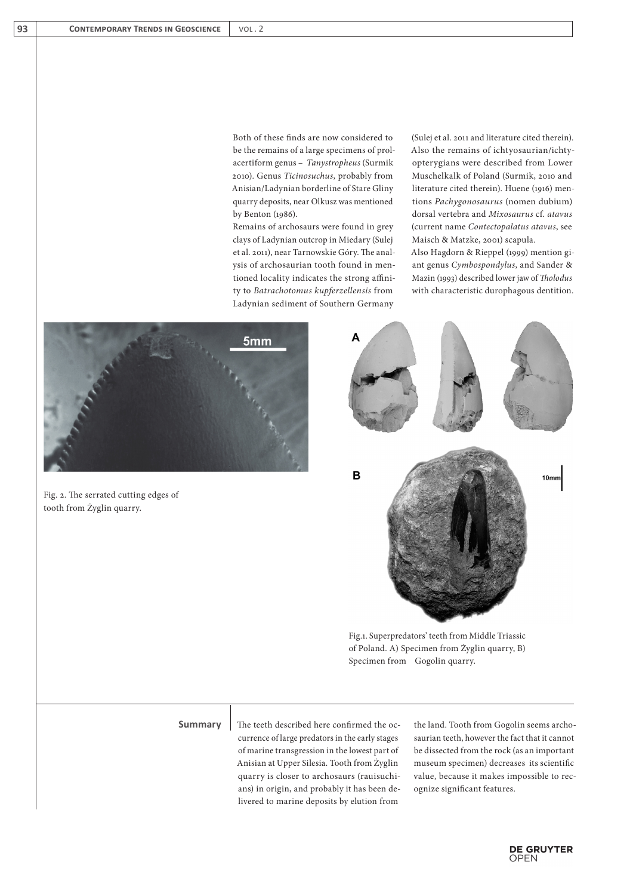Both of these finds are now considered to be the remains of a large specimens of prolacertiform genus – *Tanystropheus* (Surmik 2010). Genus *Ticinosuchus*, probably from Anisian/Ladynian borderline of Stare Gliny quarry deposits, near Olkusz was mentioned by Benton (1986).

Remains of archosaurs were found in grey clays of Ladynian outcrop in Miedary (Sulej et al. 2011), near Tarnowskie Góry. The analysis of archosaurian tooth found in mentioned locality indicates the strong affinity to *Batrachotomus kupferzellensis* from Ladynian sediment of Southern Germany (Sulej et al. 2011 and literature cited therein).

Also the remains of ichtyosaurian/ichtyopterygians were described from Lower Muschelkalk of Poland (Surmik, 2010 and literature cited therein). Huene (1916) mentions *Pachygonosaurus* (nomen dubium) dorsal vertebra and *Mixosaurus* cf. *atavus* (current name *Contectopalatus atavus*, see Maisch & Matzke, 2001) scapula.

Also Hagdorn & Rieppel (1999) mention giant genus *Cymbospondylus*, and Sander & Mazin (1993) described lower jaw of *Tholodus* with characteristic durophagous dentition.

Fig. 2. The serrated cutting edges of tooth from Żyglin quarry.

Fig.1. Superpredators' teeth from Middle Triassic of Poland. A) Specimen from Żyglin quarry, B) Specimen from Gogolin quarry.

## Summary

The teeth described here confirmed the occurrence of large predators in the early stages of marine transgression in the lowest part of Anisian at Upper Silesia. Tooth from Żyglin quarry is closer to archosaurs (rauisuchians) in origin, and probably it has been delivered to marine deposits by elution from the land. Tooth from Gogolin seems archosaurian teeth, however the fact that it cannot be dissected from the rock (as an important museum specimen) decreases its scientific value, because it makes impossible to recognize significant features.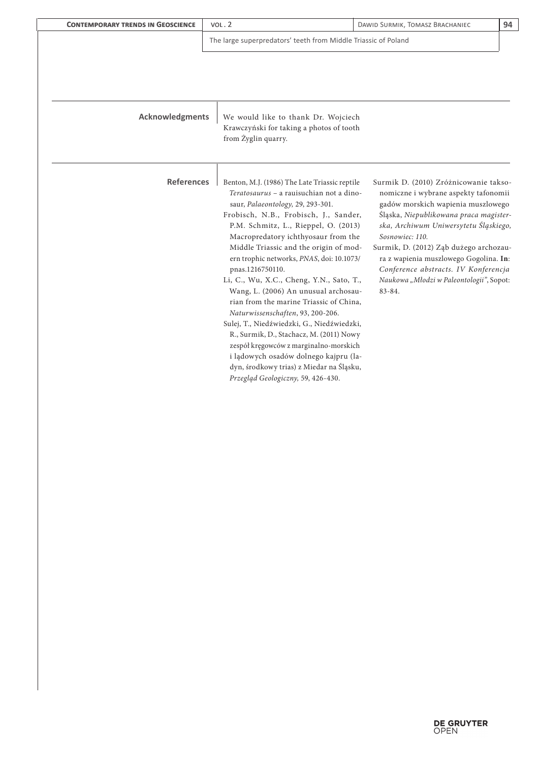## Acknowledgments

We would like to thank Dr. Wojciech Krawczyński for taking a photos of tooth from Żyglin quarry.

## References

Benton, M.J. (1986) The Late Triassic reptile *Teratosaurus* – a rauisuchian not a dinosaur, *Palaeontology,* 29, 293-301.

Frobisch, N.B., Frobisch, J., Sander, P.M. Schmitz, L., Rieppel, O. (2013) Macropredatory ichthyosaur from the Middle Triassic and the origin of modern trophic networks, *PNAS*, doi: 10.1073/pnas.1216750110.

Li, C., Wu, X.C., Cheng, Y.N., Sato, T., Wang, L. (2006) An unusual archosaurian from the marine Triassic of China, *Naturwissenschaften*, 93, 200-206.

Sulej, T., Niedźwiedzki, G., Niedźwiedzki, R., Surmik, D., Stachacz, M. (2011) Nowy zespół kręgowców z marginalno-morskich i lądowych osadów dolnego kajpru (ladyn, środkowy trias) z Miedar na Śląsku, *Przegląd Geologiczny,* 59, 426-430.

Surmik D. (2010) Zróżnicowanie taksonomiczne i wybrane aspekty tafonomii gadów morskich wapienia muszlowego Śląska, *Niepublikowana praca magisterska, Archiwum Uniwersytetu Śląskiego, Sosnowiec: 110.*

Surmik, D. (2012) Ząb dużego archozaura z wapienia muszlowego Gogolina. **In**: *Conference abstracts. IV Konferencja Naukowa „Młodzi w Paleontologii"*, Sopot: 83-84.